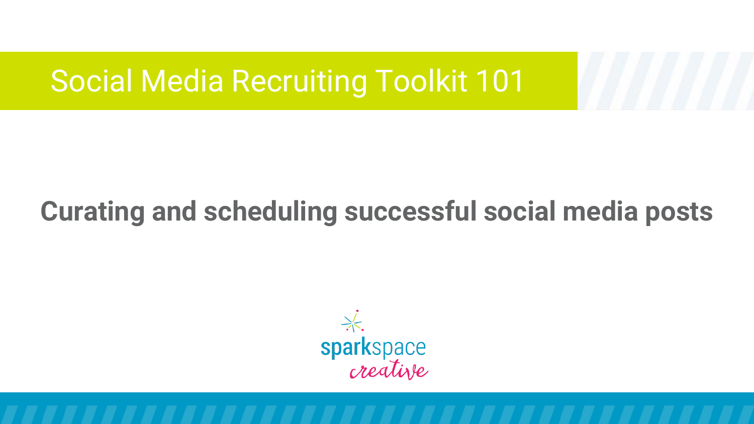# Social Media Recruiting Toolkit 101

## Curating and scheduling successful social media posts

sparkspace creative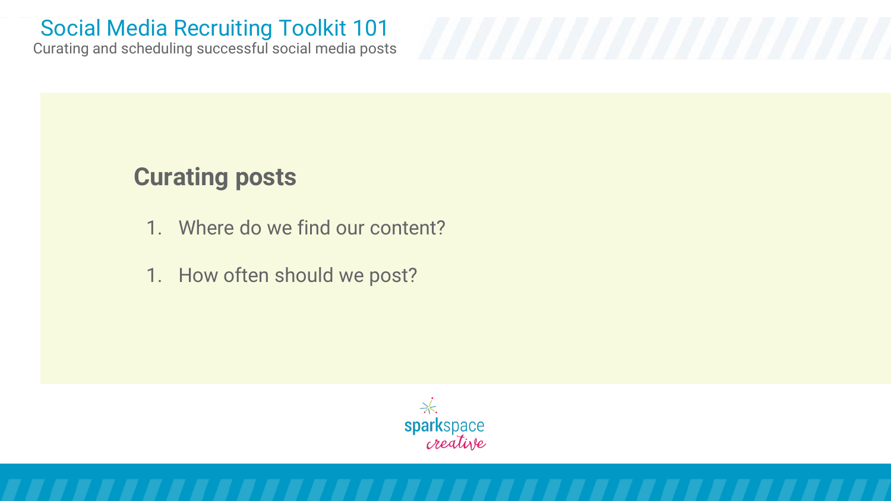# Social Media Recruiting Toolkit 101

Curating and scheduling successful social media posts

## Curating posts

1. Where do we find our content?

1. How often should we post?

sparkspace creative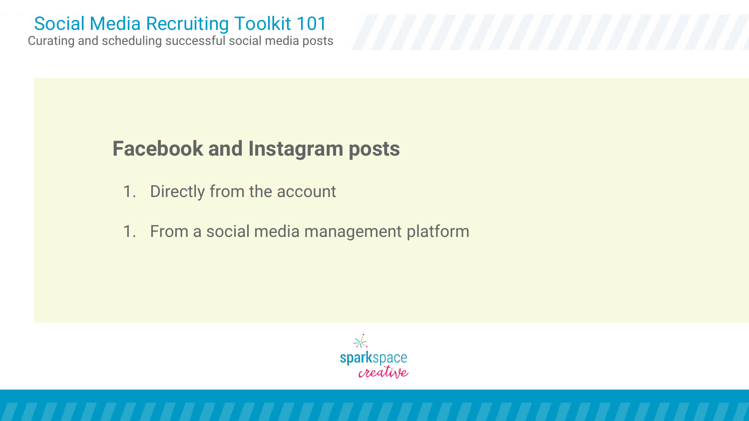## Facebook and Instagram posts

1. Directly from the account

1. From a social media management platform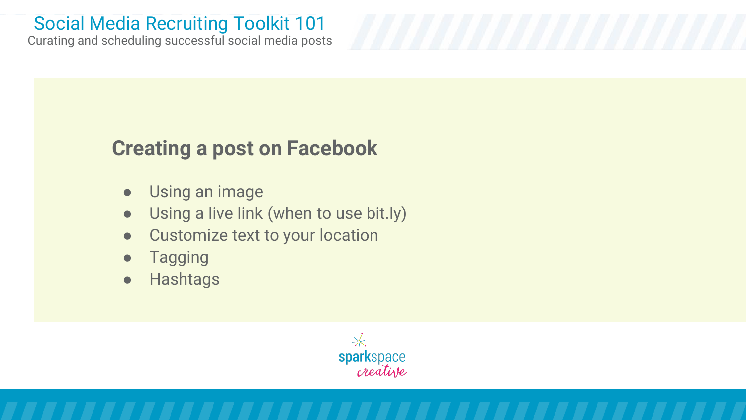## Creating a post on Facebook

- Using an image
- Using a live link (when to use bit.ly)
- Customize text to your location
- Tagging
- Hashtags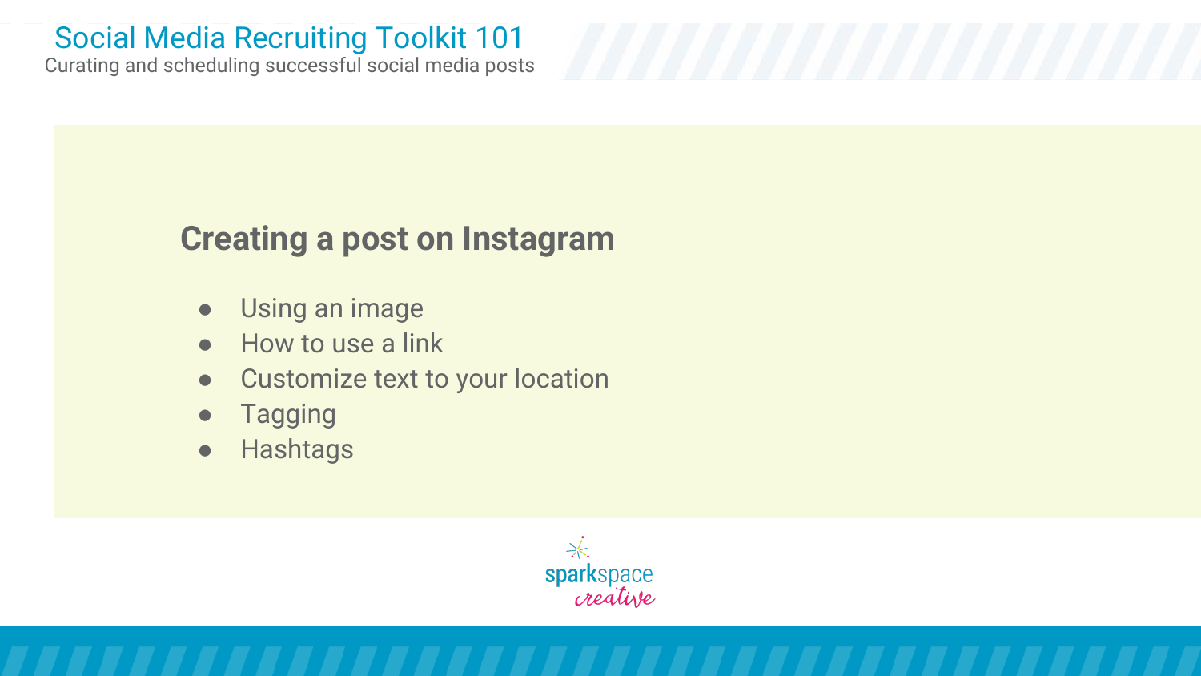# Social Media Recruiting Toolkit 101

Curating and scheduling successful social media posts

## Creating a post on Instagram

- Using an image
- How to use a link
- Customize text to your location
- Tagging
- Hashtags

sparkspace creative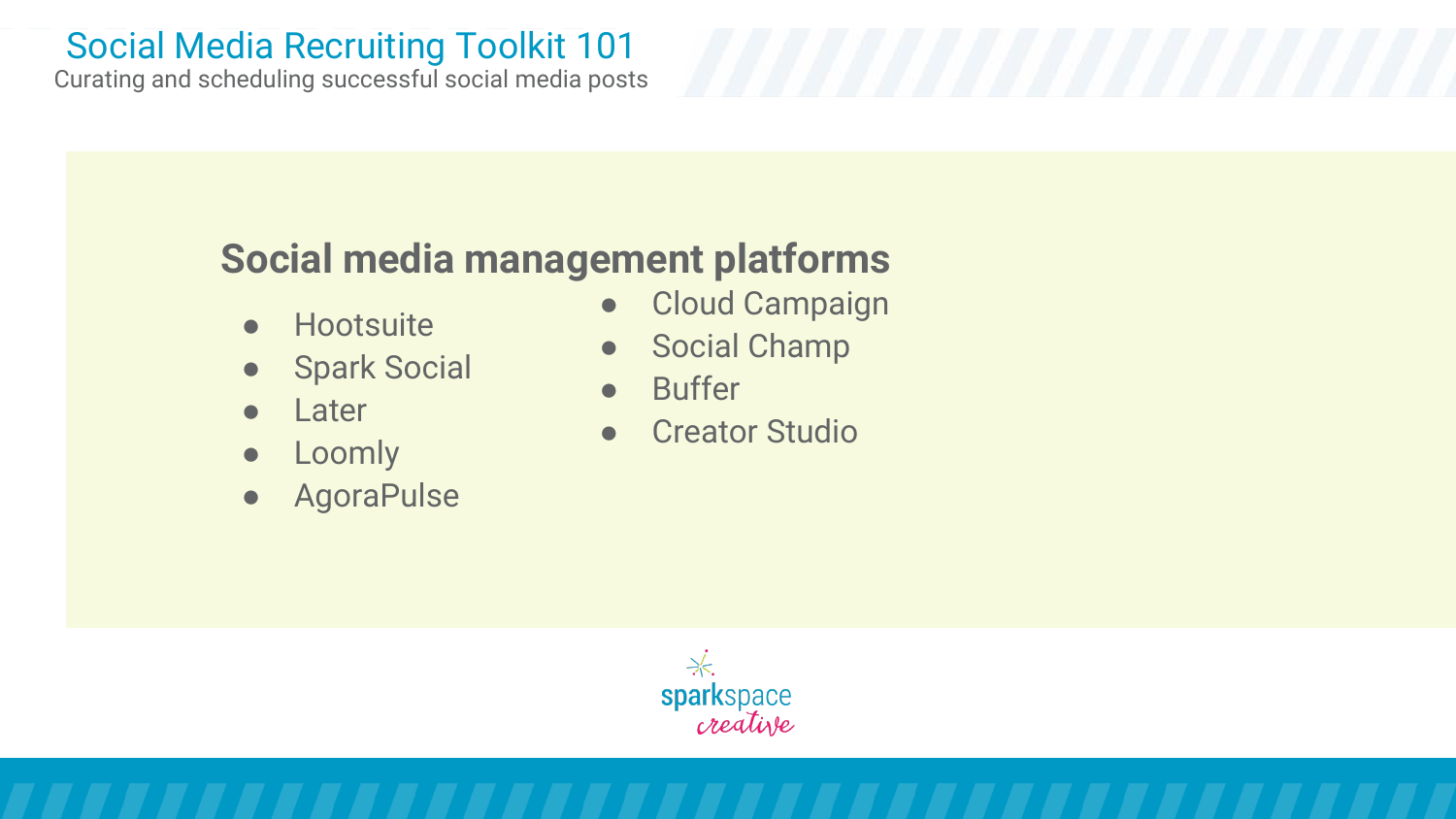# Social Media Recruiting Toolkit 101

Curating and scheduling successful social media posts

## Social media management platforms

- Hootsuite
- Spark Social
- Later
- Loomly
- AgoraPulse
- Cloud Campaign
- Social Champ
- Buffer
- Creator Studio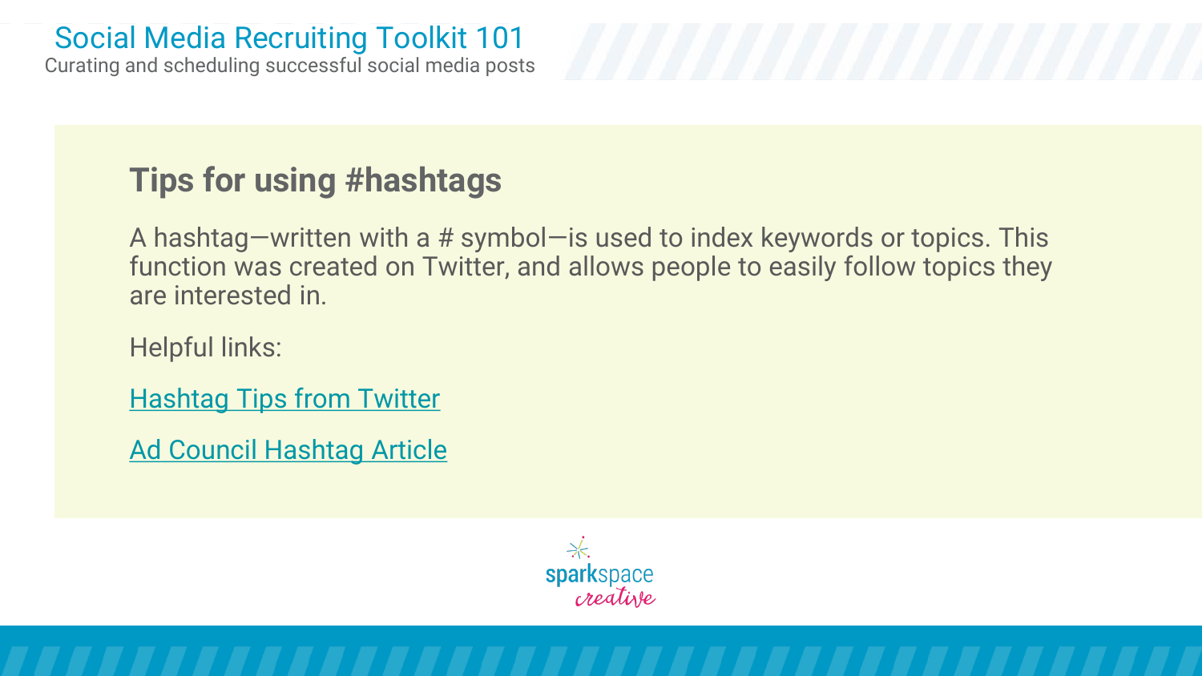## Tips for using #hashtags

A hashtag—written with a # symbol—is used to index keywords or topics. This function was created on Twitter, and allows people to easily follow topics they are interested in.

Helpful links:

Hashtag Tips from Twitter

Ad Council Hashtag Article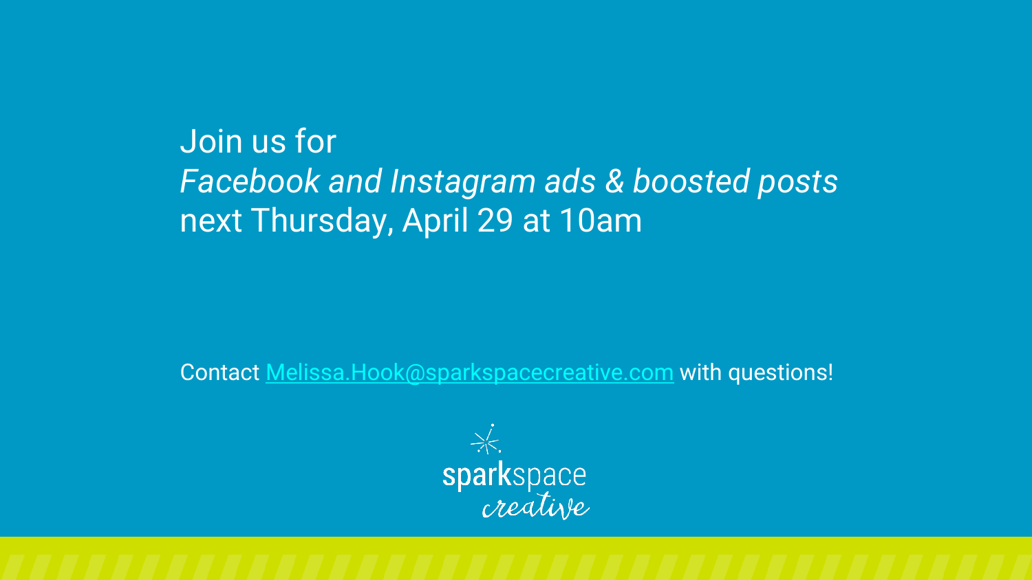Join us for
*Facebook and Instagram ads & boosted posts*
next Thursday, April 29 at 10am

Contact [Melissa.Hook@sparkspacecreative.com](mailto:Melissa.Hook@sparkspacecreative.com) with questions!

sparkspace creative